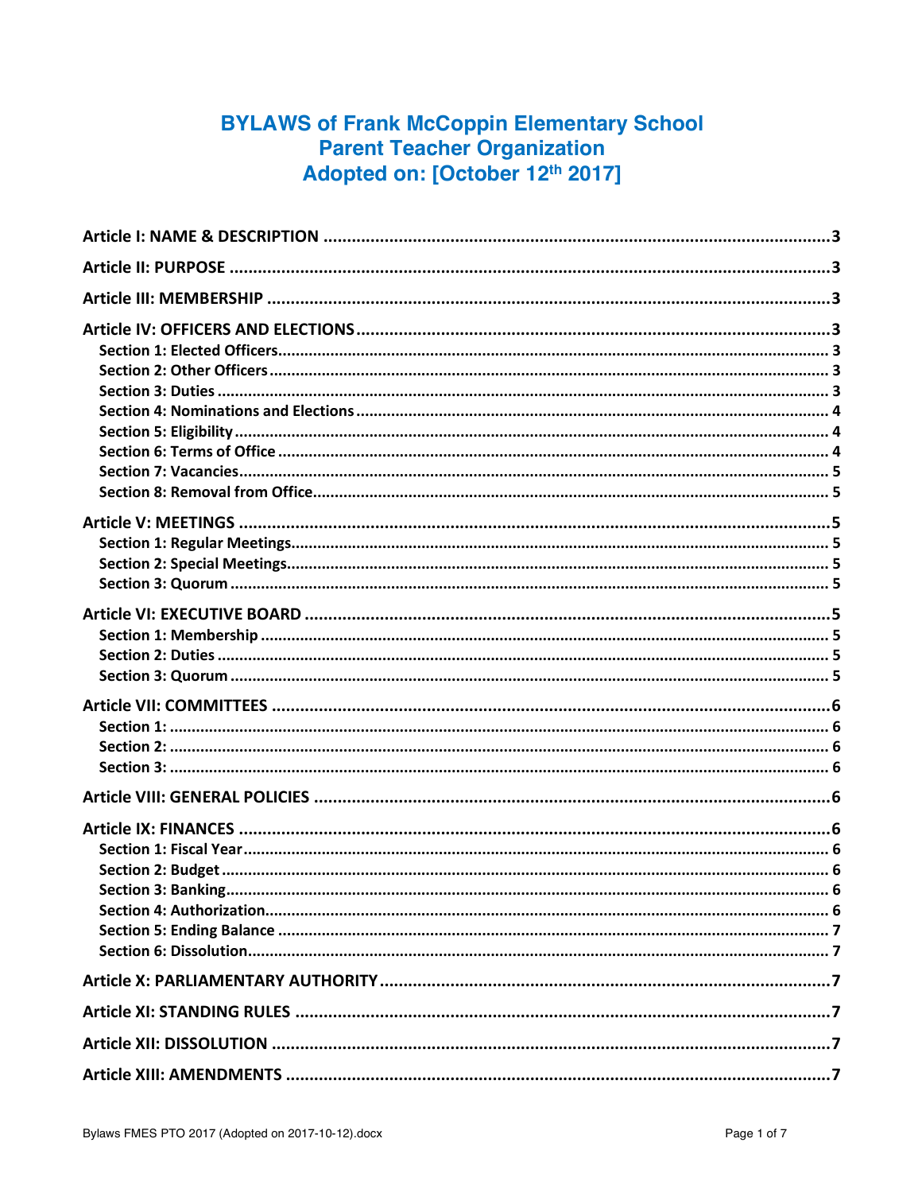# BYLAWS of Frank McCoppin Elementary School Parent Teacher Organization Adopted on: [October 12th 2017]

**Article I: NAME & DESCRIPTION** .......... 3

**Article II: PURPOSE** .......... 3

**Article III: MEMBERSHIP** .......... 3

**Article IV: OFFICERS AND ELECTIONS** .......... 3
- **Section 1: Elected Officers** .......... 3
- **Section 2: Other Officers** .......... 3
- **Section 3: Duties** .......... 3
- **Section 4: Nominations and Elections** .......... 4
- **Section 5: Eligibility** .......... 4
- **Section 6: Terms of Office** .......... 4
- **Section 7: Vacancies** .......... 5
- **Section 8: Removal from Office** .......... 5

**Article V: MEETINGS** .......... 5
- **Section 1: Regular Meetings** .......... 5
- **Section 2: Special Meetings** .......... 5
- **Section 3: Quorum** .......... 5

**Article VI: EXECUTIVE BOARD** .......... 5
- **Section 1: Membership** .......... 5
- **Section 2: Duties** .......... 5
- **Section 3: Quorum** .......... 5

**Article VII: COMMITTEES** .......... 6
- **Section 1:** .......... 6
- **Section 2:** .......... 6
- **Section 3:** .......... 6

**Article VIII: GENERAL POLICIES** .......... 6

**Article IX: FINANCES** .......... 6
- **Section 1: Fiscal Year** .......... 6
- **Section 2: Budget** .......... 6
- **Section 3: Banking** .......... 6
- **Section 4: Authorization** .......... 6
- **Section 5: Ending Balance** .......... 7
- **Section 6: Dissolution** .......... 7

**Article X: PARLIAMENTARY AUTHORITY** .......... 7

**Article XI: STANDING RULES** .......... 7

**Article XII: DISSOLUTION** .......... 7

**Article XIII: AMENDMENTS** .......... 7

Bylaws FMES PTO 2017 (Adopted on 2017-10-12).docx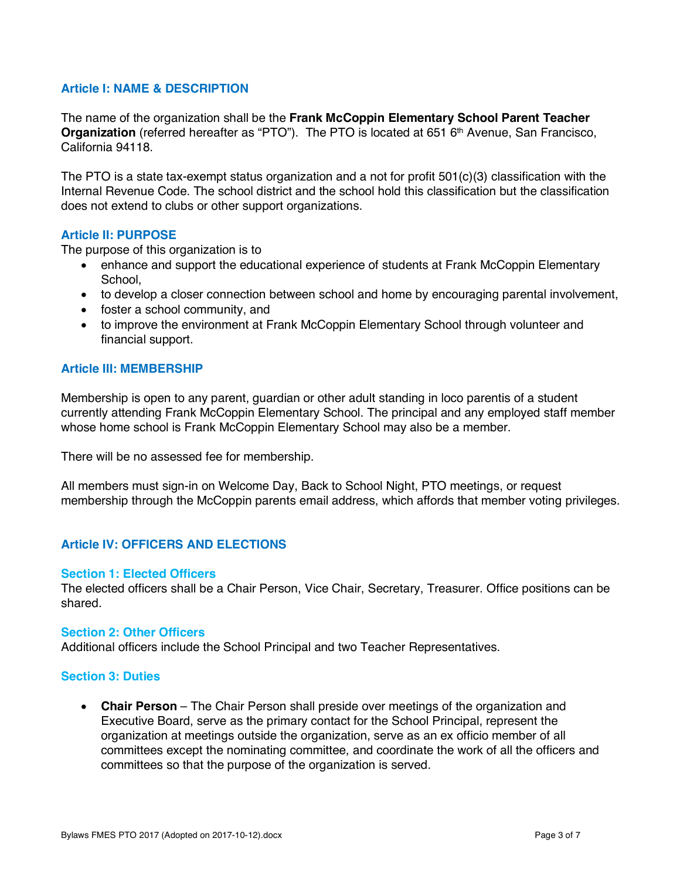## Article I: NAME & DESCRIPTION

The name of the organization shall be the **Frank McCoppin Elementary School Parent Teacher Organization** (referred hereafter as "PTO"). The PTO is located at 651 6th Avenue, San Francisco, California 94118.

The PTO is a state tax-exempt status organization and a not for profit 501(c)(3) classification with the Internal Revenue Code. The school district and the school hold this classification but the classification does not extend to clubs or other support organizations.

## Article II: PURPOSE

The purpose of this organization is to

- enhance and support the educational experience of students at Frank McCoppin Elementary School,
- to develop a closer connection between school and home by encouraging parental involvement,
- foster a school community, and
- to improve the environment at Frank McCoppin Elementary School through volunteer and financial support.

## Article III: MEMBERSHIP

Membership is open to any parent, guardian or other adult standing in loco parentis of a student currently attending Frank McCoppin Elementary School. The principal and any employed staff member whose home school is Frank McCoppin Elementary School may also be a member.

There will be no assessed fee for membership.

All members must sign-in on Welcome Day, Back to School Night, PTO meetings, or request membership through the McCoppin parents email address, which affords that member voting privileges.

## Article IV: OFFICERS AND ELECTIONS

### Section 1: Elected Officers

The elected officers shall be a Chair Person, Vice Chair, Secretary, Treasurer. Office positions can be shared.

### Section 2: Other Officers

Additional officers include the School Principal and two Teacher Representatives.

### Section 3: Duties

- **Chair Person** – The Chair Person shall preside over meetings of the organization and Executive Board, serve as the primary contact for the School Principal, represent the organization at meetings outside the organization, serve as an ex officio member of all committees except the nominating committee, and coordinate the work of all the officers and committees so that the purpose of the organization is served.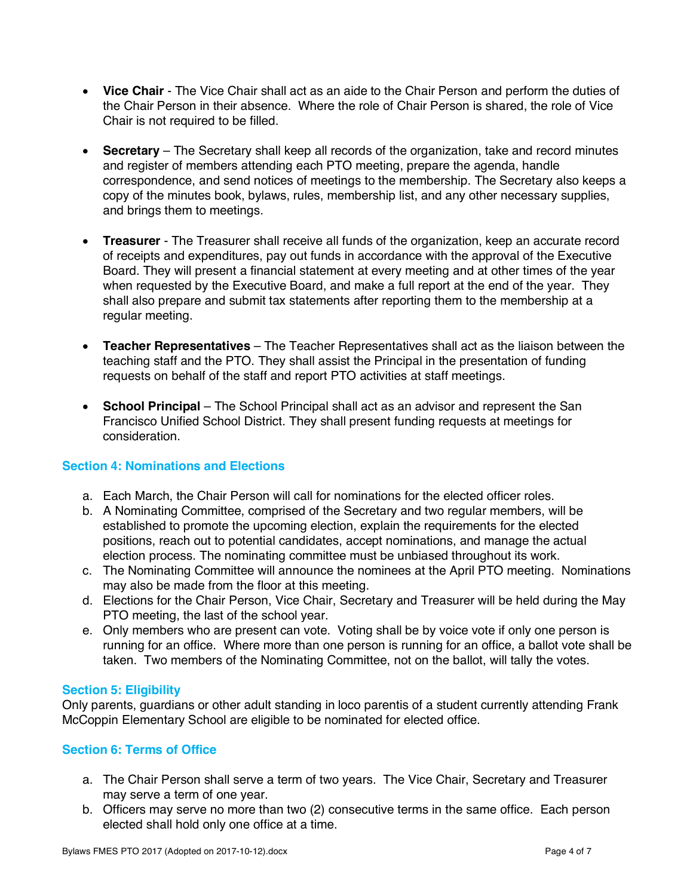- **Vice Chair** - The Vice Chair shall act as an aide to the Chair Person and perform the duties of the Chair Person in their absence. Where the role of Chair Person is shared, the role of Vice Chair is not required to be filled.

- **Secretary** – The Secretary shall keep all records of the organization, take and record minutes and register of members attending each PTO meeting, prepare the agenda, handle correspondence, and send notices of meetings to the membership. The Secretary also keeps a copy of the minutes book, bylaws, rules, membership list, and any other necessary supplies, and brings them to meetings.

- **Treasurer** - The Treasurer shall receive all funds of the organization, keep an accurate record of receipts and expenditures, pay out funds in accordance with the approval of the Executive Board. They will present a financial statement at every meeting and at other times of the year when requested by the Executive Board, and make a full report at the end of the year. They shall also prepare and submit tax statements after reporting them to the membership at a regular meeting.

- **Teacher Representatives** – The Teacher Representatives shall act as the liaison between the teaching staff and the PTO. They shall assist the Principal in the presentation of funding requests on behalf of the staff and report PTO activities at staff meetings.

- **School Principal** – The School Principal shall act as an advisor and represent the San Francisco Unified School District. They shall present funding requests at meetings for consideration.

### Section 4: Nominations and Elections

a. Each March, the Chair Person will call for nominations for the elected officer roles.
b. A Nominating Committee, comprised of the Secretary and two regular members, will be established to promote the upcoming election, explain the requirements for the elected positions, reach out to potential candidates, accept nominations, and manage the actual election process. The nominating committee must be unbiased throughout its work.
c. The Nominating Committee will announce the nominees at the April PTO meeting. Nominations may also be made from the floor at this meeting.
d. Elections for the Chair Person, Vice Chair, Secretary and Treasurer will be held during the May PTO meeting, the last of the school year.
e. Only members who are present can vote. Voting shall be by voice vote if only one person is running for an office. Where more than one person is running for an office, a ballot vote shall be taken. Two members of the Nominating Committee, not on the ballot, will tally the votes.

### Section 5: Eligibility

Only parents, guardians or other adult standing in loco parentis of a student currently attending Frank McCoppin Elementary School are eligible to be nominated for elected office.

### Section 6: Terms of Office

a. The Chair Person shall serve a term of two years. The Vice Chair, Secretary and Treasurer may serve a term of one year.
b. Officers may serve no more than two (2) consecutive terms in the same office. Each person elected shall hold only one office at a time.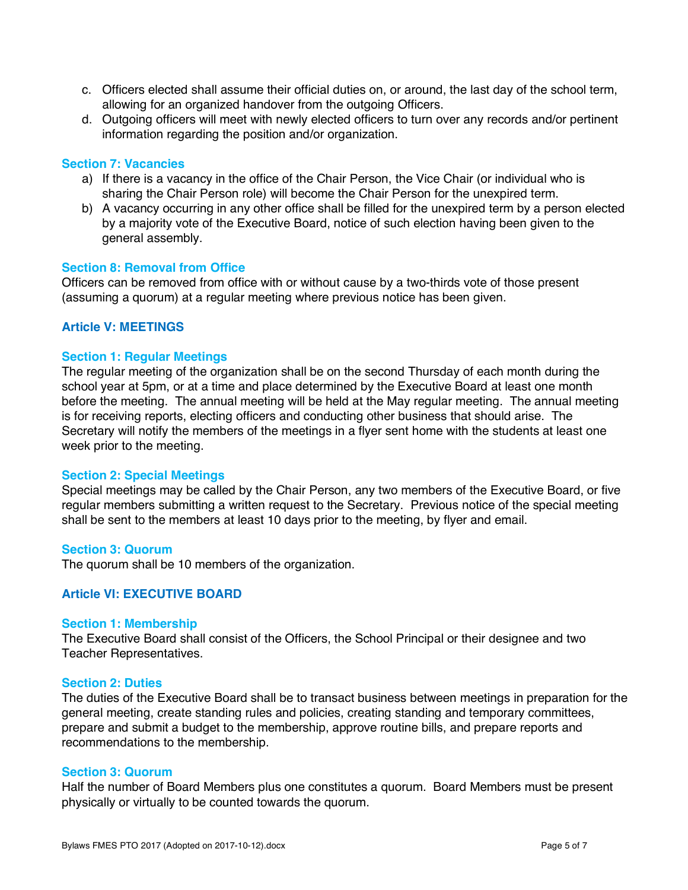c. Officers elected shall assume their official duties on, or around, the last day of the school term, allowing for an organized handover from the outgoing Officers.
d. Outgoing officers will meet with newly elected officers to turn over any records and/or pertinent information regarding the position and/or organization.

### Section 7: Vacancies

a) If there is a vacancy in the office of the Chair Person, the Vice Chair (or individual who is sharing the Chair Person role) will become the Chair Person for the unexpired term.
b) A vacancy occurring in any other office shall be filled for the unexpired term by a person elected by a majority vote of the Executive Board, notice of such election having been given to the general assembly.

### Section 8: Removal from Office

Officers can be removed from office with or without cause by a two-thirds vote of those present (assuming a quorum) at a regular meeting where previous notice has been given.

## Article V: MEETINGS

### Section 1: Regular Meetings

The regular meeting of the organization shall be on the second Thursday of each month during the school year at 5pm, or at a time and place determined by the Executive Board at least one month before the meeting. The annual meeting will be held at the May regular meeting. The annual meeting is for receiving reports, electing officers and conducting other business that should arise. The Secretary will notify the members of the meetings in a flyer sent home with the students at least one week prior to the meeting.

### Section 2: Special Meetings

Special meetings may be called by the Chair Person, any two members of the Executive Board, or five regular members submitting a written request to the Secretary. Previous notice of the special meeting shall be sent to the members at least 10 days prior to the meeting, by flyer and email.

### Section 3: Quorum

The quorum shall be 10 members of the organization.

## Article VI: EXECUTIVE BOARD

### Section 1: Membership

The Executive Board shall consist of the Officers, the School Principal or their designee and two Teacher Representatives.

### Section 2: Duties

The duties of the Executive Board shall be to transact business between meetings in preparation for the general meeting, create standing rules and policies, creating standing and temporary committees, prepare and submit a budget to the membership, approve routine bills, and prepare reports and recommendations to the membership.

### Section 3: Quorum

Half the number of Board Members plus one constitutes a quorum. Board Members must be present physically or virtually to be counted towards the quorum.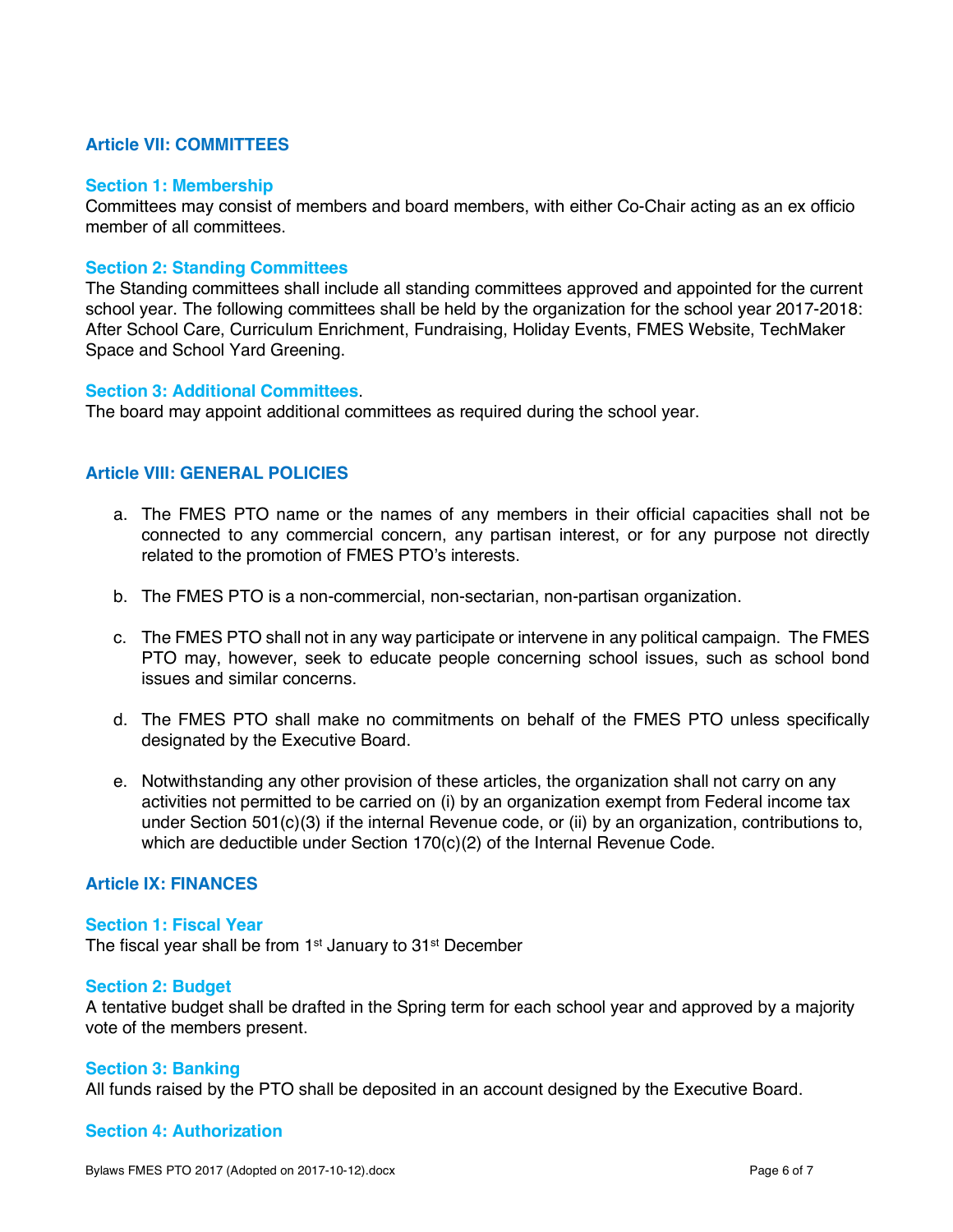## Article VII: COMMITTEES

### Section 1: Membership

Committees may consist of members and board members, with either Co-Chair acting as an ex officio member of all committees.

### Section 2: Standing Committees

The Standing committees shall include all standing committees approved and appointed for the current school year. The following committees shall be held by the organization for the school year 2017-2018: After School Care, Curriculum Enrichment, Fundraising, Holiday Events, FMES Website, TechMaker Space and School Yard Greening.

### Section 3: Additional Committees.

The board may appoint additional committees as required during the school year.

## Article VIII: GENERAL POLICIES

a. The FMES PTO name or the names of any members in their official capacities shall not be connected to any commercial concern, any partisan interest, or for any purpose not directly related to the promotion of FMES PTO's interests.

b. The FMES PTO is a non-commercial, non-sectarian, non-partisan organization.

c. The FMES PTO shall not in any way participate or intervene in any political campaign. The FMES PTO may, however, seek to educate people concerning school issues, such as school bond issues and similar concerns.

d. The FMES PTO shall make no commitments on behalf of the FMES PTO unless specifically designated by the Executive Board.

e. Notwithstanding any other provision of these articles, the organization shall not carry on any activities not permitted to be carried on (i) by an organization exempt from Federal income tax under Section 501(c)(3) if the internal Revenue code, or (ii) by an organization, contributions to, which are deductible under Section 170(c)(2) of the Internal Revenue Code.

## Article IX: FINANCES

### Section 1: Fiscal Year

The fiscal year shall be from 1st January to 31st December

### Section 2: Budget

A tentative budget shall be drafted in the Spring term for each school year and approved by a majority vote of the members present.

### Section 3: Banking

All funds raised by the PTO shall be deposited in an account designed by the Executive Board.

### Section 4: Authorization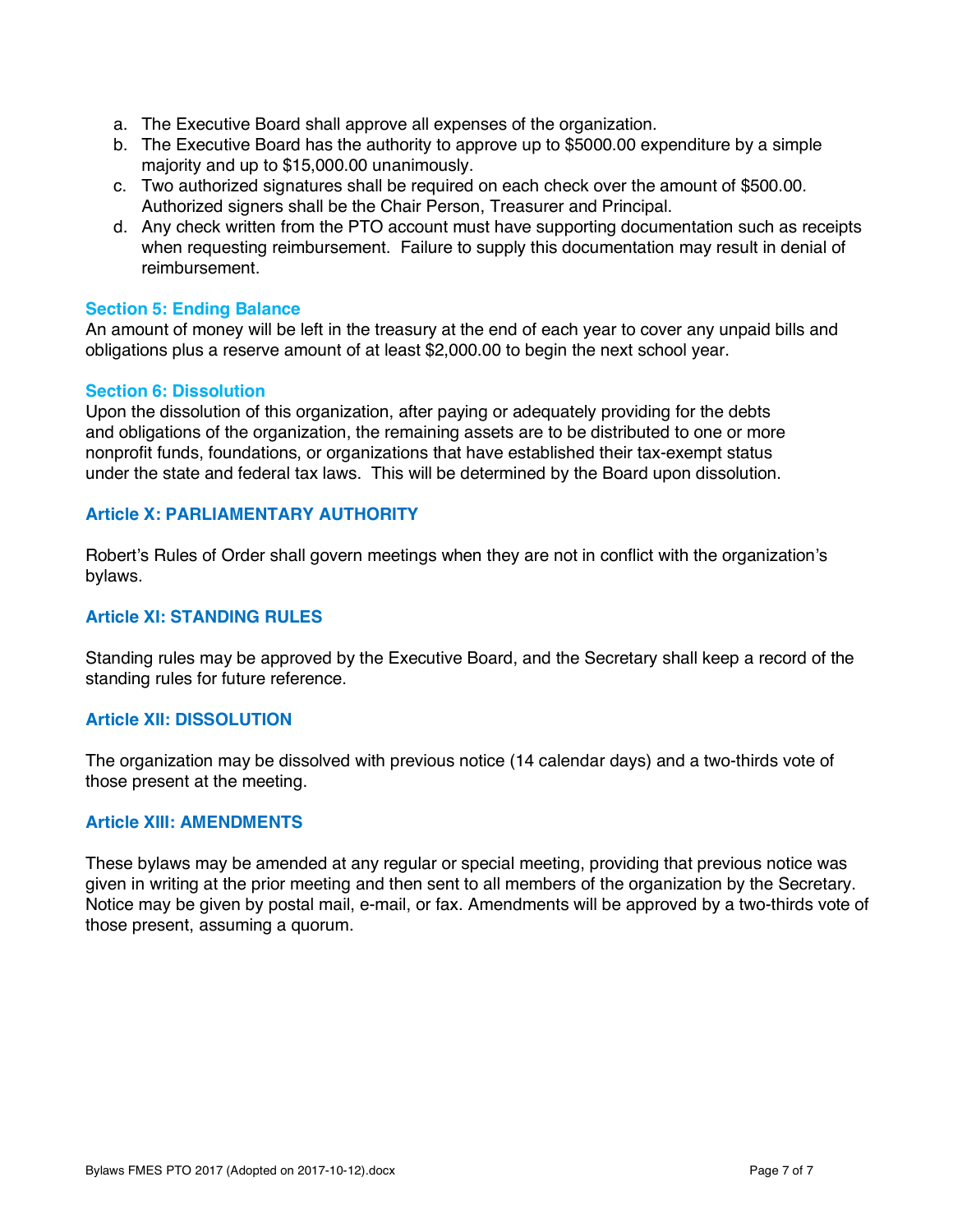a. The Executive Board shall approve all expenses of the organization.
b. The Executive Board has the authority to approve up to $5000.00 expenditure by a simple majority and up to $15,000.00 unanimously.
c. Two authorized signatures shall be required on each check over the amount of $500.00. Authorized signers shall be the Chair Person, Treasurer and Principal.
d. Any check written from the PTO account must have supporting documentation such as receipts when requesting reimbursement. Failure to supply this documentation may result in denial of reimbursement.

### Section 5: Ending Balance

An amount of money will be left in the treasury at the end of each year to cover any unpaid bills and obligations plus a reserve amount of at least $2,000.00 to begin the next school year.

### Section 6: Dissolution

Upon the dissolution of this organization, after paying or adequately providing for the debts and obligations of the organization, the remaining assets are to be distributed to one or more nonprofit funds, foundations, or organizations that have established their tax-exempt status under the state and federal tax laws. This will be determined by the Board upon dissolution.

## Article X: PARLIAMENTARY AUTHORITY

Robert's Rules of Order shall govern meetings when they are not in conflict with the organization's bylaws.

## Article XI: STANDING RULES

Standing rules may be approved by the Executive Board, and the Secretary shall keep a record of the standing rules for future reference.

## Article XII: DISSOLUTION

The organization may be dissolved with previous notice (14 calendar days) and a two-thirds vote of those present at the meeting.

## Article XIII: AMENDMENTS

These bylaws may be amended at any regular or special meeting, providing that previous notice was given in writing at the prior meeting and then sent to all members of the organization by the Secretary. Notice may be given by postal mail, e-mail, or fax. Amendments will be approved by a two-thirds vote of those present, assuming a quorum.